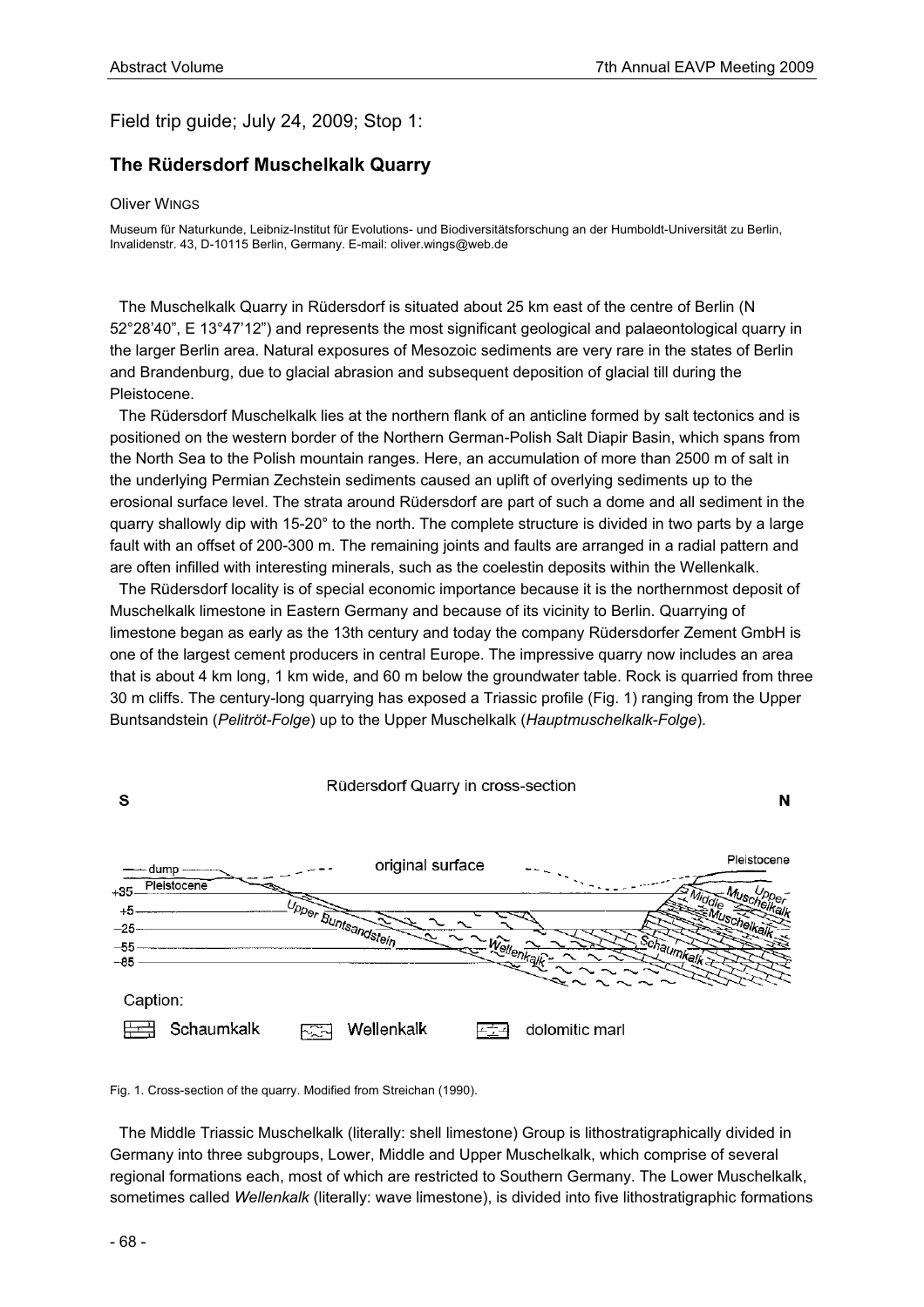Field trip guide; July 24, 2009; Stop 1:

## The Rüdersdorf Muschelkalk Quarry

Oliver WINGS

Museum für Naturkunde, Leibniz-Institut für Evolutions- und Biodiversitätsforschung an der Humboldt-Universität zu Berlin, Invalidenstr. 43, D-10115 Berlin, Germany. E-mail: oliver.wings@web.de

The Muschelkalk Quarry in Rüdersdorf is situated about 25 km east of the centre of Berlin (N 52°28'40", E 13°47'12") and represents the most significant geological and palaeontological quarry in the larger Berlin area. Natural exposures of Mesozoic sediments are very rare in the states of Berlin and Brandenburg, due to glacial abrasion and subsequent deposition of glacial till during the Pleistocene.

The Rüdersdorf Muschelkalk lies at the northern flank of an anticline formed by salt tectonics and is positioned on the western border of the Northern German-Polish Salt Diapir Basin, which spans from the North Sea to the Polish mountain ranges. Here, an accumulation of more than 2500 m of salt in the underlying Permian Zechstein sediments caused an uplift of overlying sediments up to the erosional surface level. The strata around Rüdersdorf are part of such a dome and all sediment in the quarry shallowly dip with 15-20° to the north. The complete structure is divided in two parts by a large fault with an offset of 200-300 m. The remaining joints and faults are arranged in a radial pattern and are often infilled with interesting minerals, such as the coelestin deposits within the Wellenkalk.

The Rüdersdorf locality is of special economic importance because it is the northernmost deposit of Muschelkalk limestone in Eastern Germany and because of its vicinity to Berlin. Quarrying of limestone began as early as the 13th century and today the company Rüdersdorfer Zement GmbH is one of the largest cement producers in central Europe. The impressive quarry now includes an area that is about 4 km long, 1 km wide, and 60 m below the groundwater table. Rock is quarried from three 30 m cliffs. The century-long quarrying has exposed a Triassic profile (Fig. 1) ranging from the Upper Buntsandstein (*Pelitröt-Folge*) up to the Upper Muschelkalk (*Hauptmuschelkalk-Folge*).

Rüdersdorf Quarry in cross-section

S — N

original surface; dump; Pleistocene; +35; +5; −25; −55; −85; Upper Buntsandstein; Wellenkalk; Schaumkalk; Middle Muschelkalk; Upper Muschelkalk; Pleistocene

Caption: Schaumkalk; Wellenkalk; dolomitic marl

Fig. 1. Cross-section of the quarry. Modified from Streichan (1990).

The Middle Triassic Muschelkalk (literally: shell limestone) Group is lithostratigraphically divided in Germany into three subgroups, Lower, Middle and Upper Muschelkalk, which comprise of several regional formations each, most of which are restricted to Southern Germany. The Lower Muschelkalk, sometimes called *Wellenkalk* (literally: wave limestone), is divided into five lithostratigraphic formations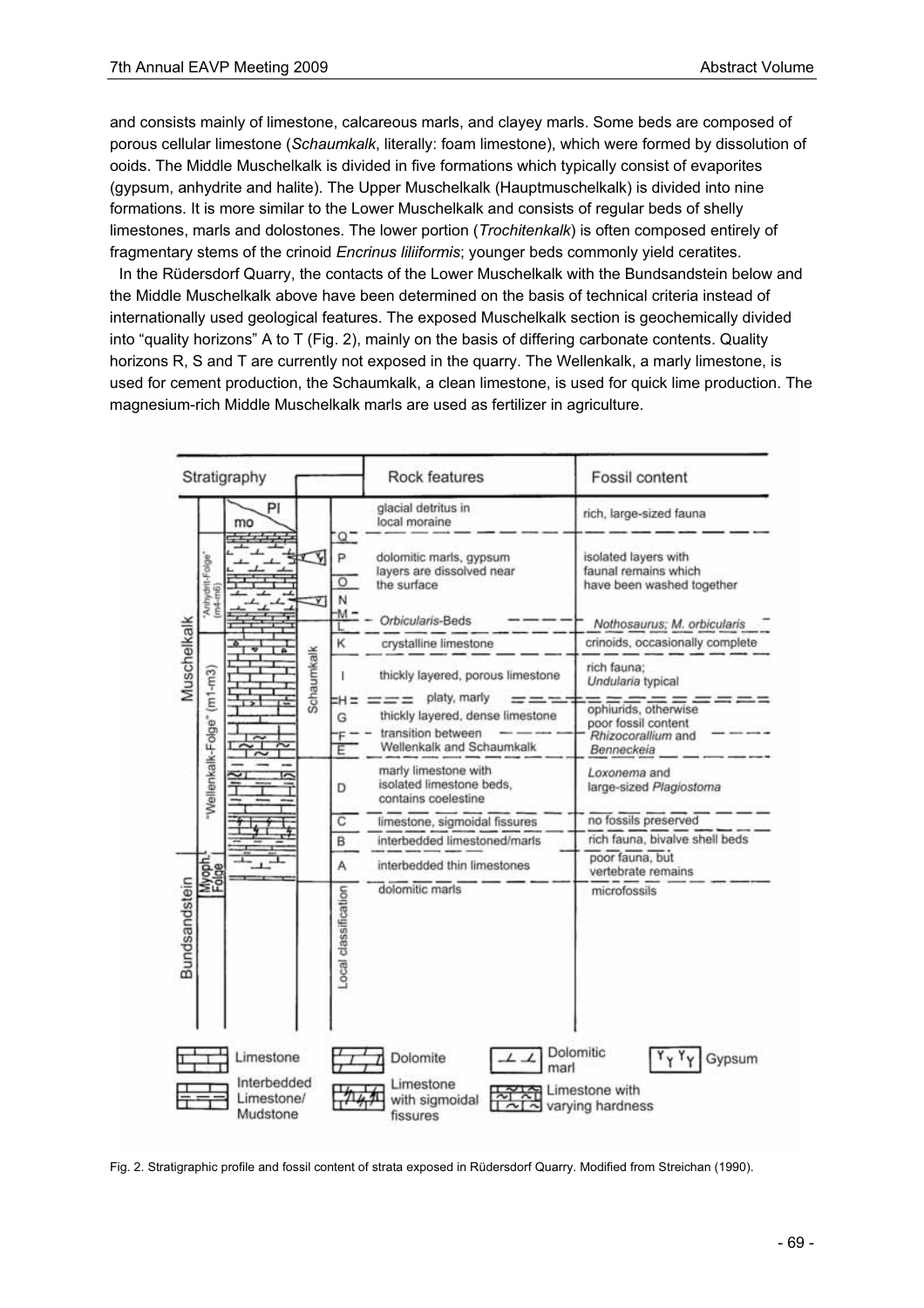and consists mainly of limestone, calcareous marls, and clayey marls. Some beds are composed of porous cellular limestone (*Schaumkalk*, literally: foam limestone), which were formed by dissolution of ooids. The Middle Muschelkalk is divided in five formations which typically consist of evaporites (gypsum, anhydrite and halite). The Upper Muschelkalk (Hauptmuschelkalk) is divided into nine formations. It is more similar to the Lower Muschelkalk and consists of regular beds of shelly limestones, marls and dolostones. The lower portion (*Trochitenkalk*) is often composed entirely of fragmentary stems of the crinoid *Encrinus liliiformis*; younger beds commonly yield ceratites.

In the Rüdersdorf Quarry, the contacts of the Lower Muschelkalk with the Bundsandstein below and the Middle Muschelkalk above have been determined on the basis of technical criteria instead of internationally used geological features. The exposed Muschelkalk section is geochemically divided into "quality horizons" A to T (Fig. 2), mainly on the basis of differing carbonate contents. Quality horizons R, S and T are currently not exposed in the quarry. The Wellenkalk, a marly limestone, is used for cement production, the Schaumkalk, a clean limestone, is used for quick lime production. The magnesium-rich Middle Muschelkalk marls are used as fertilizer in agriculture.

| Stratigraphy | | Local classification | Rock features | Fossil content |
|---|---|---|---|---|
| Pl / mo | | Q | glacial detritus in local moraine | rich, large-sized fauna |
| Muschelkalk | "Anhydrit-Folge" (m4-m6) | P, O, N | dolomitic marls, gypsum layers are dissolved near the surface | isolated layers with faunal remains which have been washed together |
| | | M, L | *Orbicularis*-Beds | *Nothosaurus*; *M. orbicularis* |
| | "Wellenkalk-Folge" (m1-m3), Schaumkalk | K | crystalline limestone | crinoids, occasionally complete |
| | | I | thickly layered, porous limestone | rich fauna; *Undularia* typical |
| | | H | platy, marly | |
| | | G | thickly layered, dense limestone | ophiurids, otherwise poor fossil content |
| | | F, E | transition between Wellenkalk and Schaumkalk | *Rhizocorallium* and *Benneckeia* |
| | | D | marly limestone with isolated limestone beds, contains coelestine | *Loxonema* and large-sized *Plagiostoma* |
| | | C | limestone, sigmoidal fissures | no fossils preserved |
| | | B | interbedded limestoned/marls | rich fauna, bivalve shell beds |
| | Myoph.-Folge | A | interbedded thin limestones | poor fauna, but vertebrate remains |
| Bundsandstein | | | dolomitic marls | microfossils |

Legend: Limestone; Dolomite; Dolomitic marl; Gypsum; Interbedded Limestone/Mudstone; Limestone with sigmoidal fissures; Limestone with varying hardness

Fig. 2. Stratigraphic profile and fossil content of strata exposed in Rüdersdorf Quarry. Modified from Streichan (1990).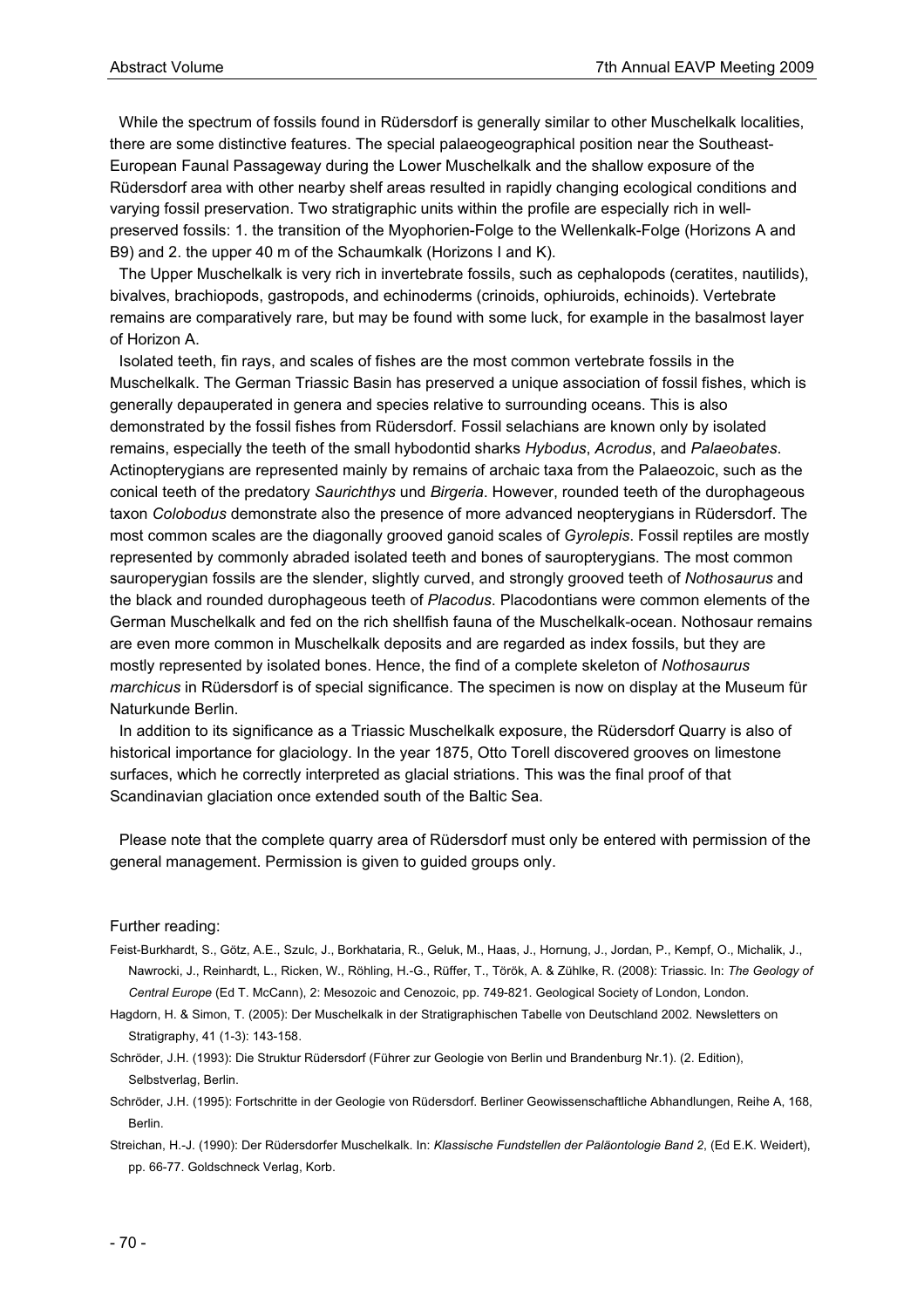While the spectrum of fossils found in Rüdersdorf is generally similar to other Muschelkalk localities, there are some distinctive features. The special palaeogeographical position near the Southeast-European Faunal Passageway during the Lower Muschelkalk and the shallow exposure of the Rüdersdorf area with other nearby shelf areas resulted in rapidly changing ecological conditions and varying fossil preservation. Two stratigraphic units within the profile are especially rich in well-preserved fossils: 1. the transition of the Myophorien-Folge to the Wellenkalk-Folge (Horizons A and B9) and 2. the upper 40 m of the Schaumkalk (Horizons I and K).

The Upper Muschelkalk is very rich in invertebrate fossils, such as cephalopods (ceratites, nautilids), bivalves, brachiopods, gastropods, and echinoderms (crinoids, ophiuroids, echinoids). Vertebrate remains are comparatively rare, but may be found with some luck, for example in the basalmost layer of Horizon A.

Isolated teeth, fin rays, and scales of fishes are the most common vertebrate fossils in the Muschelkalk. The German Triassic Basin has preserved a unique association of fossil fishes, which is generally depauperated in genera and species relative to surrounding oceans. This is also demonstrated by the fossil fishes from Rüdersdorf. Fossil selachians are known only by isolated remains, especially the teeth of the small hybodontid sharks *Hybodus*, *Acrodus*, and *Palaeobates*. Actinopterygians are represented mainly by remains of archaic taxa from the Palaeozoic, such as the conical teeth of the predatory *Saurichthys* und *Birgeria*. However, rounded teeth of the durophageous taxon *Colobodus* demonstrate also the presence of more advanced neopterygians in Rüdersdorf. The most common scales are the diagonally grooved ganoid scales of *Gyrolepis*. Fossil reptiles are mostly represented by commonly abraded isolated teeth and bones of sauropterygians. The most common sauroperygian fossils are the slender, slightly curved, and strongly grooved teeth of *Nothosaurus* and the black and rounded durophageous teeth of *Placodus*. Placodontians were common elements of the German Muschelkalk and fed on the rich shellfish fauna of the Muschelkalk-ocean. Nothosaur remains are even more common in Muschelkalk deposits and are regarded as index fossils, but they are mostly represented by isolated bones. Hence, the find of a complete skeleton of *Nothosaurus marchicus* in Rüdersdorf is of special significance. The specimen is now on display at the Museum für Naturkunde Berlin.

In addition to its significance as a Triassic Muschelkalk exposure, the Rüdersdorf Quarry is also of historical importance for glaciology. In the year 1875, Otto Torell discovered grooves on limestone surfaces, which he correctly interpreted as glacial striations. This was the final proof of that Scandinavian glaciation once extended south of the Baltic Sea.

Please note that the complete quarry area of Rüdersdorf must only be entered with permission of the general management. Permission is given to guided groups only.

Further reading:

Feist-Burkhardt, S., Götz, A.E., Szulc, J., Borkhataria, R., Geluk, M., Haas, J., Hornung, J., Jordan, P., Kempf, O., Michalik, J., Nawrocki, J., Reinhardt, L., Ricken, W., Röhling, H.-G., Rüffer, T., Török, A. & Zühlke, R. (2008): Triassic. In: *The Geology of Central Europe* (Ed T. McCann), 2: Mesozoic and Cenozoic, pp. 749-821. Geological Society of London, London.

Hagdorn, H. & Simon, T. (2005): Der Muschelkalk in der Stratigraphischen Tabelle von Deutschland 2002. Newsletters on Stratigraphy, 41 (1-3): 143-158.

Schröder, J.H. (1993): Die Struktur Rüdersdorf (Führer zur Geologie von Berlin und Brandenburg Nr.1). (2. Edition), Selbstverlag, Berlin.

Schröder, J.H. (1995): Fortschritte in der Geologie von Rüdersdorf. Berliner Geowissenschaftliche Abhandlungen, Reihe A, 168, Berlin.

Streichan, H.-J. (1990): Der Rüdersdorfer Muschelkalk. In: *Klassische Fundstellen der Paläontologie Band 2*, (Ed E.K. Weidert), pp. 66-77. Goldschneck Verlag, Korb.